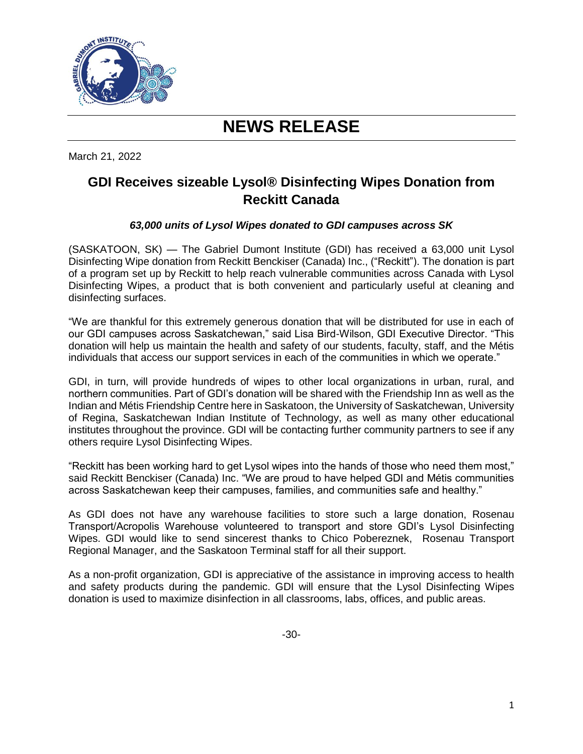# NEWS RELEASE

March 21, 2022

## GDI Receives sizeable Lysol® Disinfecting Wipes Donation from Reckitt Canada

***63,000 units of Lysol Wipes donated to GDI campuses across SK***

(SASKATOON, SK) — The Gabriel Dumont Institute (GDI) has received a 63,000 unit Lysol Disinfecting Wipe donation from Reckitt Benckiser (Canada) Inc., ("Reckitt"). The donation is part of a program set up by Reckitt to help reach vulnerable communities across Canada with Lysol Disinfecting Wipes, a product that is both convenient and particularly useful at cleaning and disinfecting surfaces.

"We are thankful for this extremely generous donation that will be distributed for use in each of our GDI campuses across Saskatchewan," said Lisa Bird-Wilson, GDI Executive Director. "This donation will help us maintain the health and safety of our students, faculty, staff, and the Métis individuals that access our support services in each of the communities in which we operate."

GDI, in turn, will provide hundreds of wipes to other local organizations in urban, rural, and northern communities. Part of GDI's donation will be shared with the Friendship Inn as well as the Indian and Métis Friendship Centre here in Saskatoon, the University of Saskatchewan, University of Regina, Saskatchewan Indian Institute of Technology, as well as many other educational institutes throughout the province. GDI will be contacting further community partners to see if any others require Lysol Disinfecting Wipes.

"Reckitt has been working hard to get Lysol wipes into the hands of those who need them most," said Reckitt Benckiser (Canada) Inc. "We are proud to have helped GDI and Métis communities across Saskatchewan keep their campuses, families, and communities safe and healthy."

As GDI does not have any warehouse facilities to store such a large donation, Rosenau Transport/Acropolis Warehouse volunteered to transport and store GDI's Lysol Disinfecting Wipes. GDI would like to send sincerest thanks to Chico Pobereznek, Rosenau Transport Regional Manager, and the Saskatoon Terminal staff for all their support.

As a non-profit organization, GDI is appreciative of the assistance in improving access to health and safety products during the pandemic. GDI will ensure that the Lysol Disinfecting Wipes donation is used to maximize disinfection in all classrooms, labs, offices, and public areas.

-30-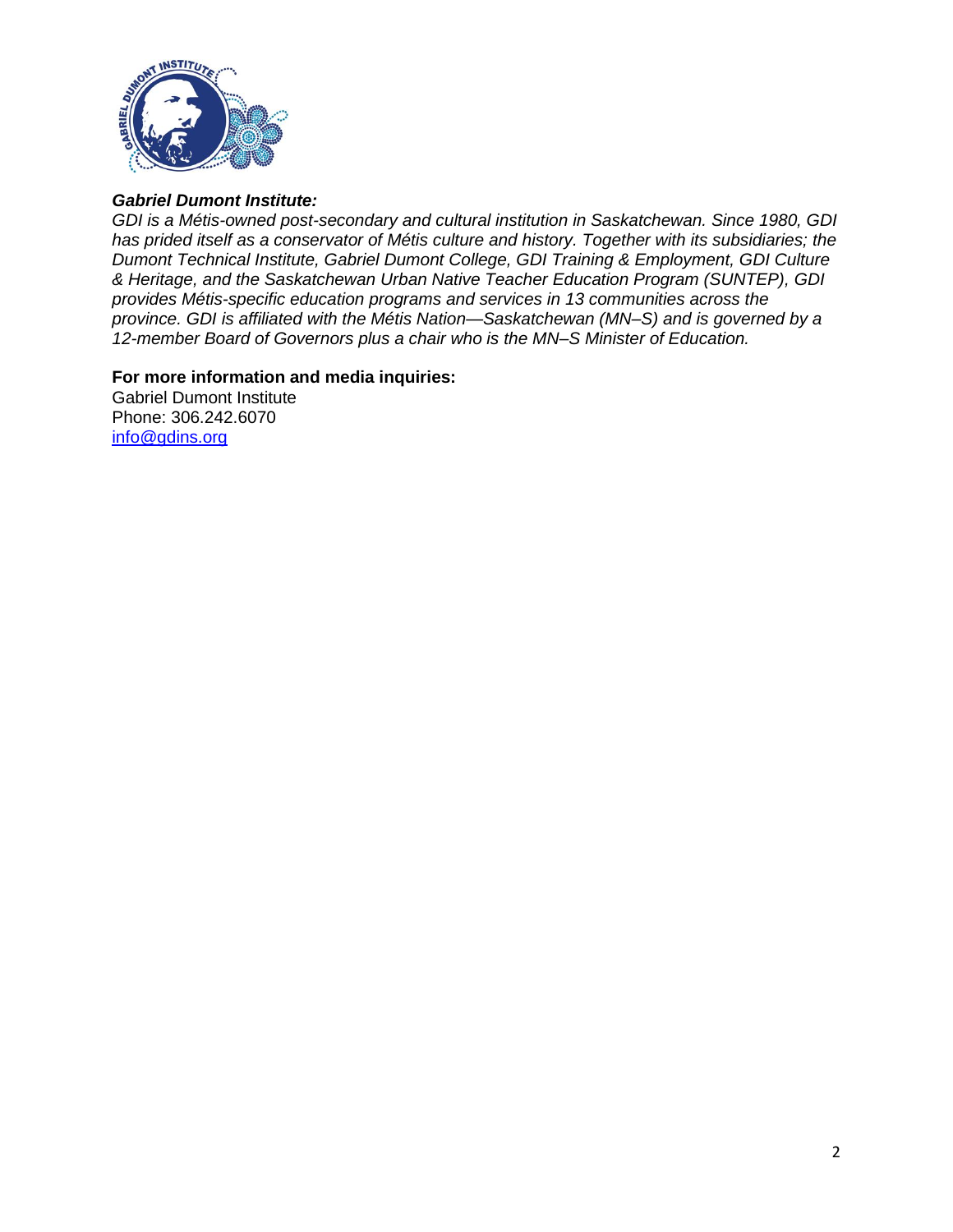***Gabriel Dumont Institute:***

*GDI is a Métis-owned post-secondary and cultural institution in Saskatchewan. Since 1980, GDI has prided itself as a conservator of Métis culture and history. Together with its subsidiaries; the Dumont Technical Institute, Gabriel Dumont College, GDI Training & Employment, GDI Culture & Heritage, and the Saskatchewan Urban Native Teacher Education Program (SUNTEP), GDI provides Métis-specific education programs and services in 13 communities across the province. GDI is affiliated with the Métis Nation—Saskatchewan (MN–S) and is governed by a 12-member Board of Governors plus a chair who is the MN–S Minister of Education.*

**For more information and media inquiries:**

Gabriel Dumont Institute
Phone: 306.242.6070
info@gdins.org